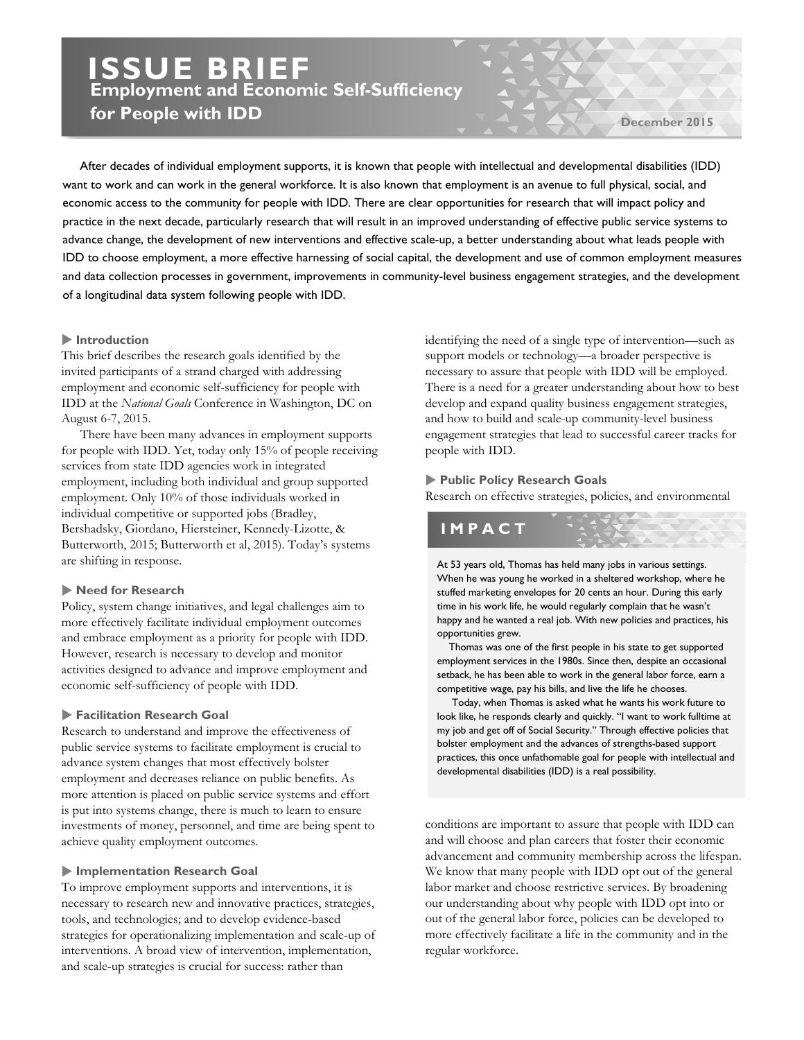# ISSUE BRIEF

## Employment and Economic Self-Sufficiency for People with IDD

December 2015

After decades of individual employment supports, it is known that people with intellectual and developmental disabilities (IDD) want to work and can work in the general workforce. It is also known that employment is an avenue to full physical, social, and economic access to the community for people with IDD. There are clear opportunities for research that will impact policy and practice in the next decade, particularly research that will result in an improved understanding of effective public service systems to advance change, the development of new interventions and effective scale-up, a better understanding about what leads people with IDD to choose employment, a more effective harnessing of social capital, the development and use of common employment measures and data collection processes in government, improvements in community-level business engagement strategies, and the development of a longitudinal data system following people with IDD.

### Introduction

This brief describes the research goals identified by the invited participants of a strand charged with addressing employment and economic self-sufficiency for people with IDD at the *National Goals* Conference in Washington, DC on August 6-7, 2015.

There have been many advances in employment supports for people with IDD. Yet, today only 15% of people receiving services from state IDD agencies work in integrated employment, including both individual and group supported employment. Only 10% of those individuals worked in individual competitive or supported jobs (Bradley, Bershadsky, Giordano, Hiersteiner, Kennedy-Lizotte, & Butterworth, 2015; Butterworth et al, 2015). Today's systems are shifting in response.

### Need for Research

Policy, system change initiatives, and legal challenges aim to more effectively facilitate individual employment outcomes and embrace employment as a priority for people with IDD. However, research is necessary to develop and monitor activities designed to advance and improve employment and economic self-sufficiency of people with IDD.

### Facilitation Research Goal

Research to understand and improve the effectiveness of public service systems to facilitate employment is crucial to advance system changes that most effectively bolster employment and decreases reliance on public benefits. As more attention is placed on public service systems and effort is put into systems change, there is much to learn to ensure investments of money, personnel, and time are being spent to achieve quality employment outcomes.

### Implementation Research Goal

To improve employment supports and interventions, it is necessary to research new and innovative practices, strategies, tools, and technologies; and to develop evidence-based strategies for operationalizing implementation and scale-up of interventions. A broad view of intervention, implementation, and scale-up strategies is crucial for success: rather than identifying the need of a single type of intervention—such as support models or technology—a broader perspective is necessary to assure that people with IDD will be employed. There is a need for a greater understanding about how to best develop and expand quality business engagement strategies, and how to build and scale-up community-level business engagement strategies that lead to successful career tracks for people with IDD.

### Public Policy Research Goals

Research on effective strategies, policies, and environmental conditions are important to assure that people with IDD can and will choose and plan careers that foster their economic advancement and community membership across the lifespan. We know that many people with IDD opt out of the general labor market and choose restrictive services. By broadening our understanding about why people with IDD opt into or out of the general labor force, policies can be developed to more effectively facilitate a life in the community and in the regular workforce.

### IMPACT

At 53 years old, Thomas has held many jobs in various settings. When he was young he worked in a sheltered workshop, where he stuffed marketing envelopes for 20 cents an hour. During this early time in his work life, he would regularly complain that he wasn't happy and he wanted a real job. With new policies and practices, his opportunities grew.

Thomas was one of the first people in his state to get supported employment services in the 1980s. Since then, despite an occasional setback, he has been able to work in the general labor force, earn a competitive wage, pay his bills, and live the life he chooses.

Today, when Thomas is asked what he wants his work future to look like, he responds clearly and quickly. "I want to work fulltime at my job and get off of Social Security." Through effective policies that bolster employment and the advances of strengths-based support practices, this once unfathomable goal for people with intellectual and developmental disabilities (IDD) is a real possibility.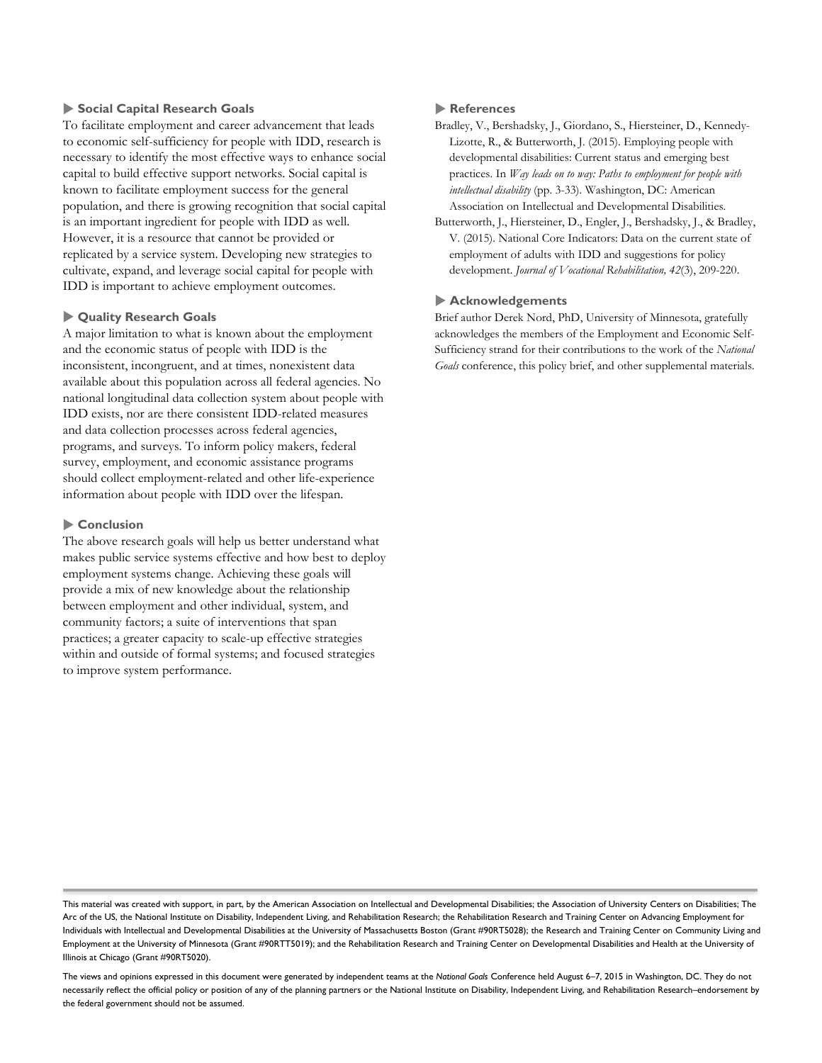### ▶ Social Capital Research Goals

To facilitate employment and career advancement that leads to economic self-sufficiency for people with IDD, research is necessary to identify the most effective ways to enhance social capital to build effective support networks. Social capital is known to facilitate employment success for the general population, and there is growing recognition that social capital is an important ingredient for people with IDD as well. However, it is a resource that cannot be provided or replicated by a service system. Developing new strategies to cultivate, expand, and leverage social capital for people with IDD is important to achieve employment outcomes.

### ▶ Quality Research Goals

A major limitation to what is known about the employment and the economic status of people with IDD is the inconsistent, incongruent, and at times, nonexistent data available about this population across all federal agencies. No national longitudinal data collection system about people with IDD exists, nor are there consistent IDD-related measures and data collection processes across federal agencies, programs, and surveys. To inform policy makers, federal survey, employment, and economic assistance programs should collect employment-related and other life-experience information about people with IDD over the lifespan.

### ▶ Conclusion

The above research goals will help us better understand what makes public service systems effective and how best to deploy employment systems change. Achieving these goals will provide a mix of new knowledge about the relationship between employment and other individual, system, and community factors; a suite of interventions that span practices; a greater capacity to scale-up effective strategies within and outside of formal systems; and focused strategies to improve system performance.

### ▶ References

Bradley, V., Bershadsky, J., Giordano, S., Hiersteiner, D., Kennedy-Lizotte, R., & Butterworth, J. (2015). Employing people with developmental disabilities: Current status and emerging best practices. In *Way leads on to way: Paths to employment for people with intellectual disability* (pp. 3-33). Washington, DC: American Association on Intellectual and Developmental Disabilities.

Butterworth, J., Hiersteiner, D., Engler, J., Bershadsky, J., & Bradley, V. (2015). National Core Indicators: Data on the current state of employment of adults with IDD and suggestions for policy development. *Journal of Vocational Rehabilitation, 42*(3), 209-220.

### ▶ Acknowledgements

Brief author Derek Nord, PhD, University of Minnesota, gratefully acknowledges the members of the Employment and Economic Self-Sufficiency strand for their contributions to the work of the *National Goals* conference, this policy brief, and other supplemental materials.

---

This material was created with support, in part, by the American Association on Intellectual and Developmental Disabilities; the Association of University Centers on Disabilities; The Arc of the US, the National Institute on Disability, Independent Living, and Rehabilitation Research; the Rehabilitation Research and Training Center on Advancing Employment for Individuals with Intellectual and Developmental Disabilities at the University of Massachusetts Boston (Grant #90RT5028); the Research and Training Center on Community Living and Employment at the University of Minnesota (Grant #90RTT5019); and the Rehabilitation Research and Training Center on Developmental Disabilities and Health at the University of Illinois at Chicago (Grant #90RT5020).

The views and opinions expressed in this document were generated by independent teams at the *National Goals* Conference held August 6–7, 2015 in Washington, DC. They do not necessarily reflect the official policy or position of any of the planning partners or the National Institute on Disability, Independent Living, and Rehabilitation Research–endorsement by the federal government should not be assumed.